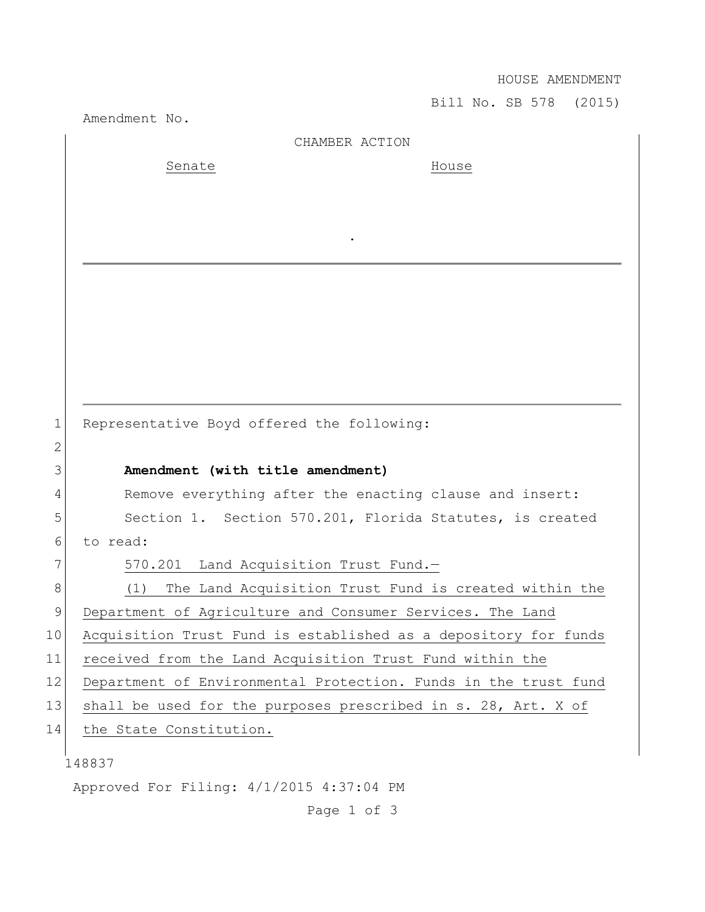HOUSE AMENDMENT

Bill No. SB 578 (2015)

Amendment No.

CHAMBER ACTION

| Senate | House |
|---|---|
| | |

.

---

Representative Boyd offered the following:

**Amendment (with title amendment)**

Remove everything after the enacting clause and insert:

Section 1. Section 570.201, Florida Statutes, is created to read:

570.201 Land Acquisition Trust Fund.—

(1) The Land Acquisition Trust Fund is created within the Department of Agriculture and Consumer Services. The Land Acquisition Trust Fund is established as a depository for funds received from the Land Acquisition Trust Fund within the Department of Environmental Protection. Funds in the trust fund shall be used for the purposes prescribed in s. 28, Art. X of the State Constitution.

148837

Approved For Filing: 4/1/2015 4:37:04 PM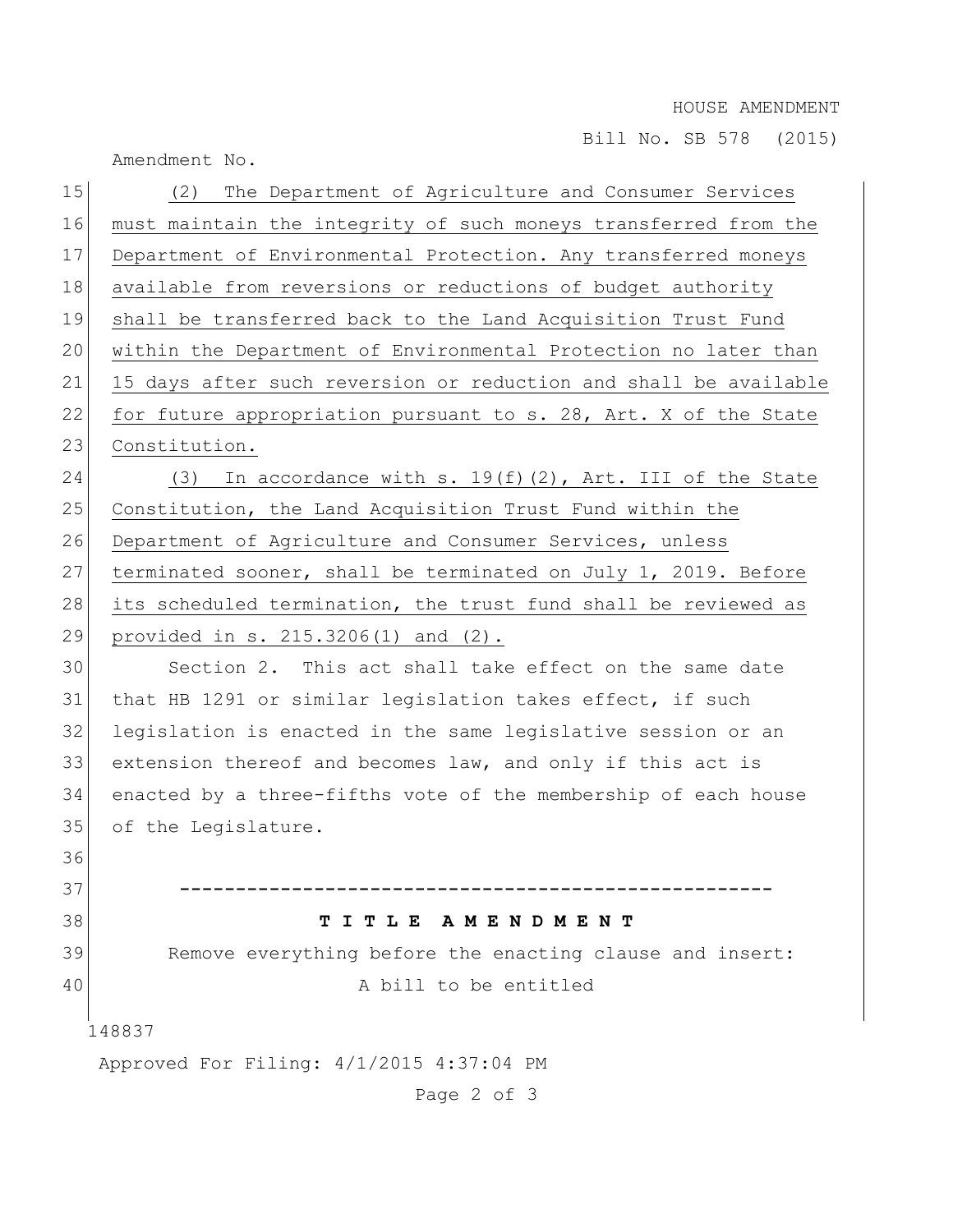(2) The Department of Agriculture and Consumer Services must maintain the integrity of such moneys transferred from the Department of Environmental Protection. Any transferred moneys available from reversions or reductions of budget authority shall be transferred back to the Land Acquisition Trust Fund within the Department of Environmental Protection no later than 15 days after such reversion or reduction and shall be available for future appropriation pursuant to s. 28, Art. X of the State Constitution.

(3) In accordance with s. 19(f)(2), Art. III of the State Constitution, the Land Acquisition Trust Fund within the Department of Agriculture and Consumer Services, unless terminated sooner, shall be terminated on July 1, 2019. Before its scheduled termination, the trust fund shall be reviewed as provided in s. 215.3206(1) and (2).

Section 2. This act shall take effect on the same date that HB 1291 or similar legislation takes effect, if such legislation is enacted in the same legislative session or an extension thereof and becomes law, and only if this act is enacted by a three-fifths vote of the membership of each house of the Legislature.

-----------------------------------------------------

**T I T L E  A M E N D M E N T**

Remove everything before the enacting clause and insert:

A bill to be entitled

148837

Approved For Filing: 4/1/2015 4:37:04 PM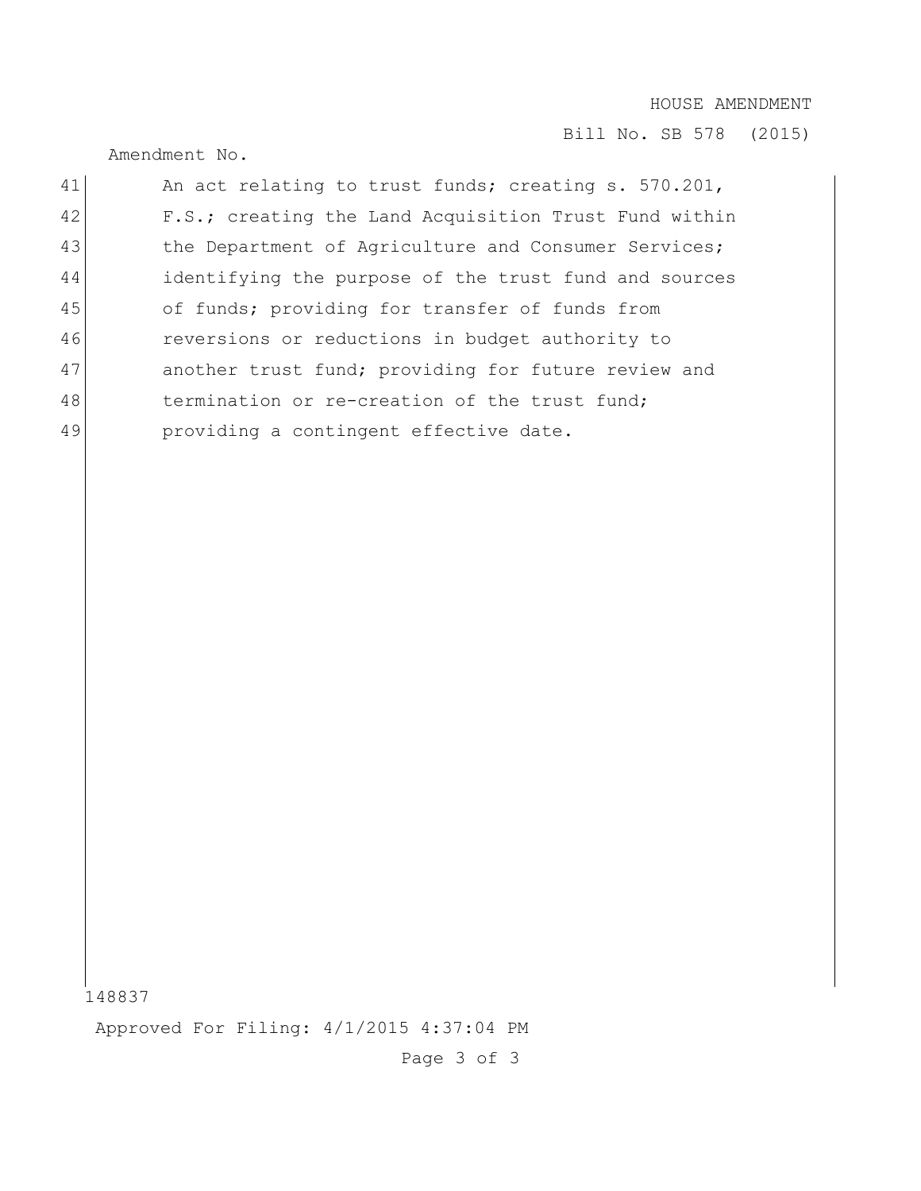41 An act relating to trust funds; creating s. 570.201,
42 F.S.; creating the Land Acquisition Trust Fund within
43 the Department of Agriculture and Consumer Services;
44 identifying the purpose of the trust fund and sources
45 of funds; providing for transfer of funds from
46 reversions or reductions in budget authority to
47 another trust fund; providing for future review and
48 termination or re-creation of the trust fund;
49 providing a contingent effective date.

148837

Approved For Filing: 4/1/2015 4:37:04 PM